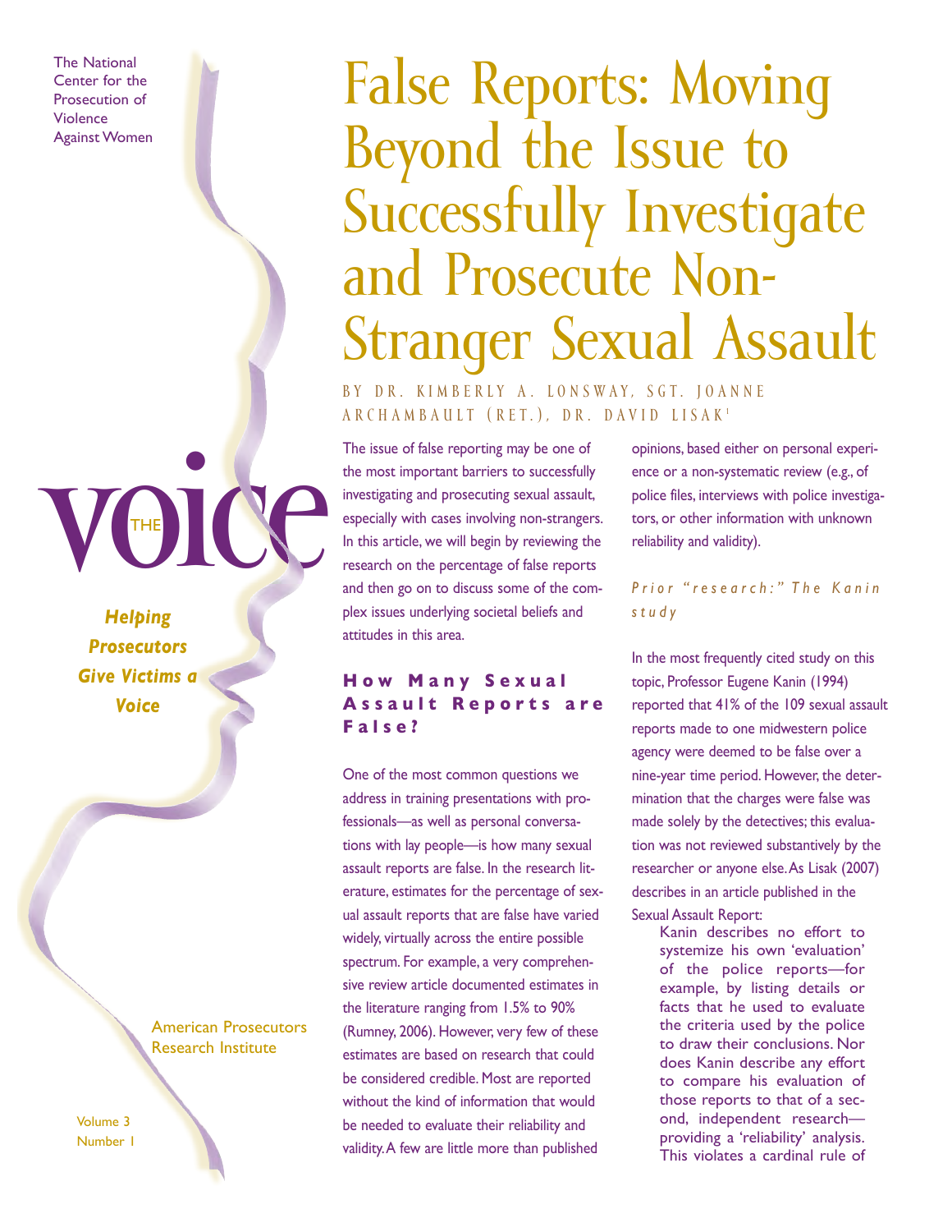The National Center for the Prosecution of Violence Against Women

# False Reports: Moving Beyond the Issue to Successfully Investigate and Prosecute Non-Stranger Sexual Assault

BY DR. KIMBERLY A. LONSWAY, SGT. JOANNE ARCHAMBAULT (RET.), DR. DAVID LISAK[1]

THE voice

*Helping Prosecutors Give Victims a Voice*

American Prosecutors Research Institute

Volume 3 Number 1

The issue of false reporting may be one of the most important barriers to successfully investigating and prosecuting sexual assault, especially with cases involving non-strangers. In this article, we will begin by reviewing the research on the percentage of false reports and then go on to discuss some of the complex issues underlying societal beliefs and attitudes in this area.

## How Many Sexual Assault Reports are False?

One of the most common questions we address in training presentations with professionals—as well as personal conversations with lay people—is how many sexual assault reports are false. In the research literature, estimates for the percentage of sexual assault reports that are false have varied widely, virtually across the entire possible spectrum. For example, a very comprehensive review article documented estimates in the literature ranging from 1.5% to 90% (Rumney, 2006). However, very few of these estimates are based on research that could be considered credible. Most are reported without the kind of information that would be needed to evaluate their reliability and validity. A few are little more than published opinions, based either on personal experience or a non-systematic review (e.g., of police files, interviews with police investigators, or other information with unknown reliability and validity).

### *Prior "research:" The Kanin study*

In the most frequently cited study on this topic, Professor Eugene Kanin (1994) reported that 41% of the 109 sexual assault reports made to one midwestern police agency were deemed to be false over a nine-year time period. However, the determination that the charges were false was made solely by the detectives; this evaluation was not reviewed substantively by the researcher or anyone else. As Lisak (2007) describes in an article published in the Sexual Assault Report:

> Kanin describes no effort to systematize his own 'evaluation' of the police reports—for example, by listing details or facts that he used to evaluate the criteria used by the police to draw their conclusions. Nor does Kanin describe any effort to compare his evaluation of those reports to that of a second, independent research—providing a 'reliability' analysis. This violates a cardinal rule of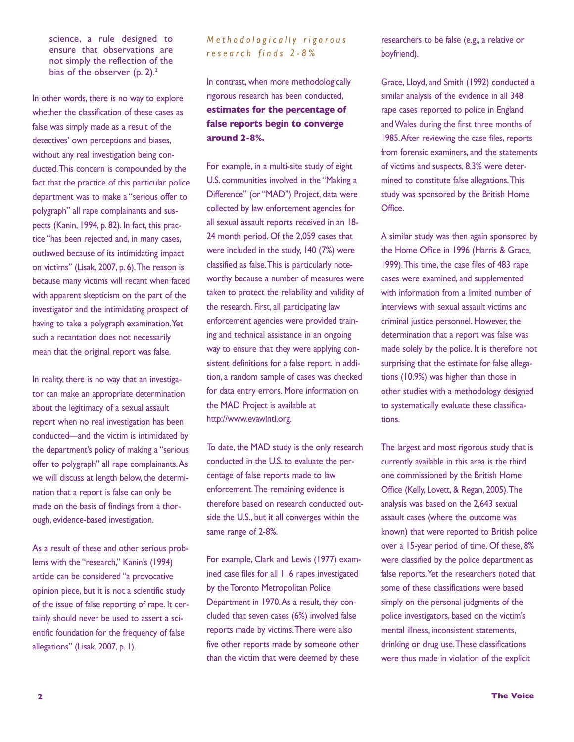> science, a rule designed to ensure that observations are not simply the reflection of the bias of the observer (p. 2).[2]

In other words, there is no way to explore whether the classification of these cases as false was simply made as a result of the detectives' own perceptions and biases, without any real investigation being conducted. This concern is compounded by the fact that the practice of this particular police department was to make a "serious offer to polygraph" all rape complainants and suspects (Kanin, 1994, p. 82). In fact, this practice "has been rejected and, in many cases, outlawed because of its intimidating impact on victims" (Lisak, 2007, p. 6). The reason is because many victims will recant when faced with apparent skepticism on the part of the investigator and the intimidating prospect of having to take a polygraph examination. Yet such a recantation does not necessarily mean that the original report was false.

In reality, there is no way that an investigator can make an appropriate determination about the legitimacy of a sexual assault report when no real investigation has been conducted—and the victim is intimidated by the department's policy of making a "serious offer to polygraph" all rape complainants. As we will discuss at length below, the determination that a report is false can only be made on the basis of findings from a thorough, evidence-based investigation.

As a result of these and other serious problems with the "research," Kanin's (1994) article can be considered "a provocative opinion piece, but it is not a scientific study of the issue of false reporting of rape. It certainly should never be used to assert a scientific foundation for the frequency of false allegations" (Lisak, 2007, p. 1).

### *Methodologically rigorous research finds 2-8%*

In contrast, when more methodologically rigorous research has been conducted, **estimates for the percentage of false reports begin to converge around 2-8%.**

For example, in a multi-site study of eight U.S. communities involved in the "Making a Difference" (or "MAD") Project, data were collected by law enforcement agencies for all sexual assault reports received in an 18-24 month period. Of the 2,059 cases that were included in the study, 140 (7%) were classified as false. This is particularly noteworthy because a number of measures were taken to protect the reliability and validity of the research. First, all participating law enforcement agencies were provided training and technical assistance in an ongoing way to ensure that they were applying consistent definitions for a false report. In addition, a random sample of cases was checked for data entry errors. More information on the MAD Project is available at http://www.evawintl.org.

To date, the MAD study is the only research conducted in the U.S. to evaluate the percentage of false reports made to law enforcement. The remaining evidence is therefore based on research conducted outside the U.S., but it all converges within the same range of 2-8%.

For example, Clark and Lewis (1977) examined case files for all 116 rapes investigated by the Toronto Metropolitan Police Department in 1970. As a result, they concluded that seven cases (6%) involved false reports made by victims. There were also five other reports made by someone other than the victim that were deemed by these researchers to be false (e.g., a relative or boyfriend).

Grace, Lloyd, and Smith (1992) conducted a similar analysis of the evidence in all 348 rape cases reported to police in England and Wales during the first three months of 1985. After reviewing the case files, reports from forensic examiners, and the statements of victims and suspects, 8.3% were determined to constitute false allegations. This study was sponsored by the British Home Office.

A similar study was then again sponsored by the Home Office in 1996 (Harris & Grace, 1999). This time, the case files of 483 rape cases were examined, and supplemented with information from a limited number of interviews with sexual assault victims and criminal justice personnel. However, the determination that a report was false was made solely by the police. It is therefore not surprising that the estimate for false allegations (10.9%) was higher than those in other studies with a methodology designed to systematically evaluate these classifications.

The largest and most rigorous study that is currently available in this area is the third one commissioned by the British Home Office (Kelly, Lovett, & Regan, 2005). The analysis was based on the 2,643 sexual assault cases (where the outcome was known) that were reported to British police over a 15-year period of time. Of these, 8% were classified by the police department as false reports. Yet the researchers noted that some of these classifications were based simply on the personal judgments of the police investigators, based on the victim's mental illness, inconsistent statements, drinking or drug use. These classifications were thus made in violation of the explicit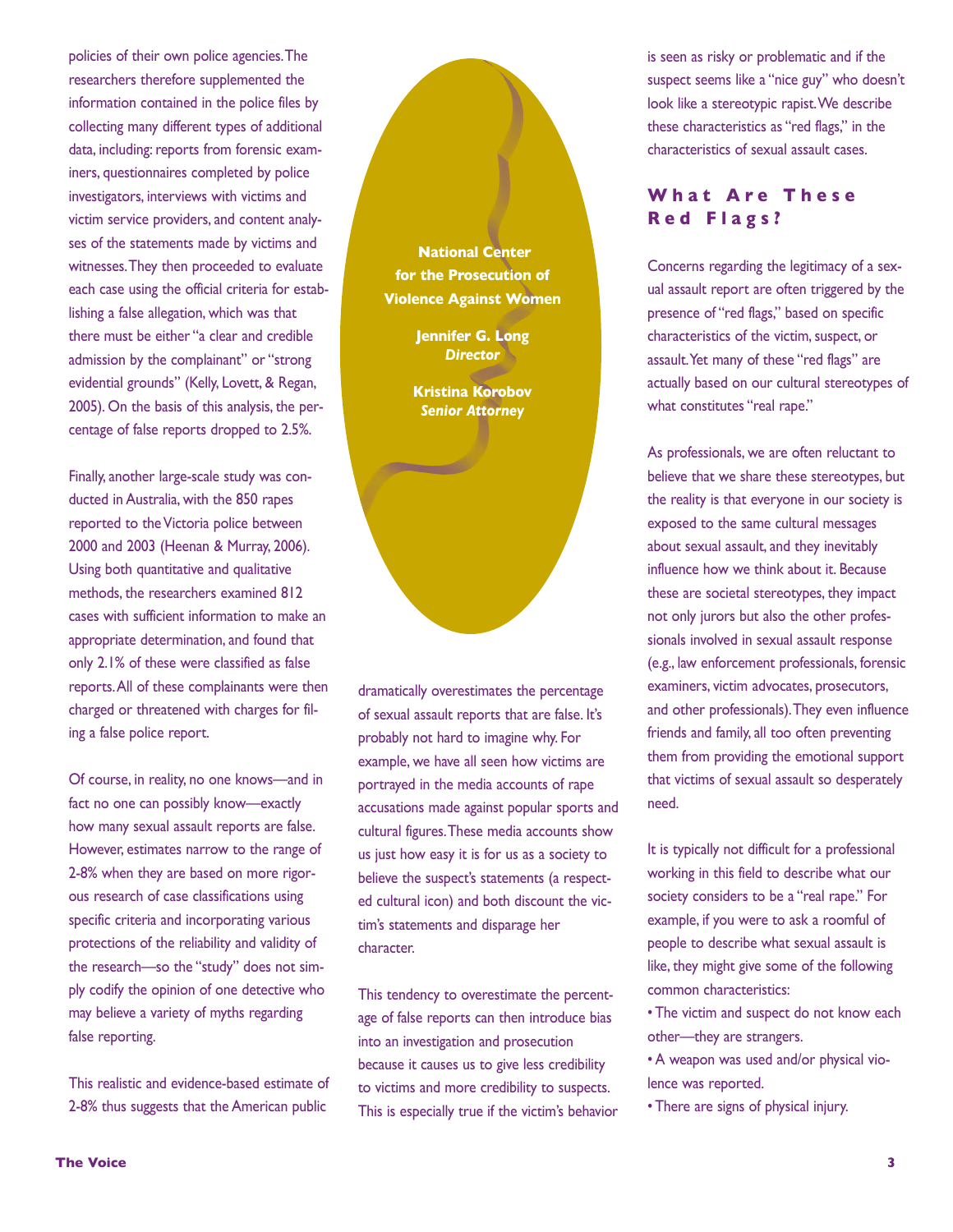policies of their own police agencies. The researchers therefore supplemented the information contained in the police files by collecting many different types of additional data, including: reports from forensic examiners, questionnaires completed by police investigators, interviews with victims and victim service providers, and content analyses of the statements made by victims and witnesses. They then proceeded to evaluate each case using the official criteria for establishing a false allegation, which was that there must be either "a clear and credible admission by the complainant" or "strong evidential grounds" (Kelly, Lovett, & Regan, 2005). On the basis of this analysis, the percentage of false reports dropped to 2.5%.

Finally, another large-scale study was conducted in Australia, with the 850 rapes reported to the Victoria police between 2000 and 2003 (Heenan & Murray, 2006). Using both quantitative and qualitative methods, the researchers examined 812 cases with sufficient information to make an appropriate determination, and found that only 2.1% of these were classified as false reports. All of these complainants were then charged or threatened with charges for filing a false police report.

Of course, in reality, no one knows—and in fact no one can possibly know—exactly how many sexual assault reports are false. However, estimates narrow to the range of 2-8% when they are based on more rigorous research of case classifications using specific criteria and incorporating various protections of the reliability and validity of the research—so the "study" does not simply codify the opinion of one detective who may believe a variety of myths regarding false reporting.

This realistic and evidence-based estimate of 2-8% thus suggests that the American public dramatically overestimates the percentage of sexual assault reports that are false. It's probably not hard to imagine why. For example, we have all seen how victims are portrayed in the media accounts of rape accusations made against popular sports and cultural figures. These media accounts show us just how easy it is for us as a society to believe the suspect's statements (a respected cultural icon) and both discount the victim's statements and disparage her character.

This tendency to overestimate the percentage of false reports can then introduce bias into an investigation and prosecution because it causes us to give less credibility to victims and more credibility to suspects. This is especially true if the victim's behavior is seen as risky or problematic and if the suspect seems like a "nice guy" who doesn't look like a stereotypic rapist. We describe these characteristics as "red flags," in the characteristics of sexual assault cases.

**National Center for the Prosecution of Violence Against Women**

**Jennifer G. Long**
***Director***

**Kristina Korobov**
***Senior Attorney***

## What Are These Red Flags?

Concerns regarding the legitimacy of a sexual assault report are often triggered by the presence of "red flags," based on specific characteristics of the victim, suspect, or assault. Yet many of these "red flags" are actually based on our cultural stereotypes of what constitutes "real rape."

As professionals, we are often reluctant to believe that we share these stereotypes, but the reality is that everyone in our society is exposed to the same cultural messages about sexual assault, and they inevitably influence how we think about it. Because these are societal stereotypes, they impact not only jurors but also the other professionals involved in sexual assault response (e.g., law enforcement professionals, forensic examiners, victim advocates, prosecutors, and other professionals). They even influence friends and family, all too often preventing them from providing the emotional support that victims of sexual assault so desperately need.

It is typically not difficult for a professional working in this field to describe what our society considers to be a "real rape." For example, if you were to ask a roomful of people to describe what sexual assault is like, they might give some of the following common characteristics:

- The victim and suspect do not know each other—they are strangers.
- A weapon was used and/or physical violence was reported.
- There are signs of physical injury.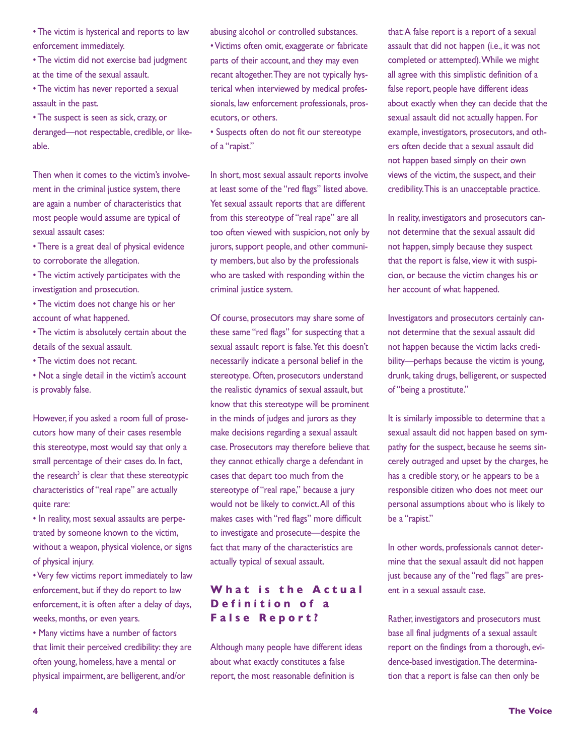- The victim is hysterical and reports to law enforcement immediately.
- The victim did not exercise bad judgment at the time of the sexual assault.
- The victim has never reported a sexual assault in the past.
- The suspect is seen as sick, crazy, or deranged—not respectable, credible, or likeable.

Then when it comes to the victim's involvement in the criminal justice system, there are again a number of characteristics that most people would assume are typical of sexual assault cases:

- There is a great deal of physical evidence to corroborate the allegation.
- The victim actively participates with the investigation and prosecution.
- The victim does not change his or her account of what happened.
- The victim is absolutely certain about the details of the sexual assault.
- The victim does not recant.
- Not a single detail in the victim's account is provably false.

However, if you asked a room full of prosecutors how many of their cases resemble this stereotype, most would say that only a small percentage of their cases do. In fact, the research[3] is clear that these stereotypic characteristics of "real rape" are actually quite rare:

- In reality, most sexual assaults are perpetrated by someone known to the victim, without a weapon, physical violence, or signs of physical injury.
- Very few victims report immediately to law enforcement, but if they do report to law enforcement, it is often after a delay of days, weeks, months, or even years.
- Many victims have a number of factors that limit their perceived credibility: they are often young, homeless, have a mental or physical impairment, are belligerent, and/or abusing alcohol or controlled substances.
- Victims often omit, exaggerate or fabricate parts of their account, and they may even recant altogether. They are not typically hysterical when interviewed by medical professionals, law enforcement professionals, prosecutors, or others.
- Suspects often do not fit our stereotype of a "rapist."

In short, most sexual assault reports involve at least some of the "red flags" listed above. Yet sexual assault reports that are different from this stereotype of "real rape" are all too often viewed with suspicion, not only by jurors, support people, and other community members, but also by the professionals who are tasked with responding within the criminal justice system.

Of course, prosecutors may share some of these same "red flags" for suspecting that a sexual assault report is false. Yet this doesn't necessarily indicate a personal belief in the stereotype. Often, prosecutors understand the realistic dynamics of sexual assault, but know that this stereotype will be prominent in the minds of judges and jurors as they make decisions regarding a sexual assault case. Prosecutors may therefore believe that they cannot ethically charge a defendant in cases that depart too much from the stereotype of "real rape," because a jury would not be likely to convict. All of this makes cases with "red flags" more difficult to investigate and prosecute—despite the fact that many of the characteristics are actually typical of sexual assault.

## What is the Actual Definition of a False Report?

Although many people have different ideas about what exactly constitutes a false report, the most reasonable definition is that: A false report is a report of a sexual assault that did not happen (i.e., it was not completed or attempted). While we might all agree with this simplistic definition of a false report, people have different ideas about exactly when they can decide that the sexual assault did not actually happen. For example, investigators, prosecutors, and others often decide that a sexual assault did not happen based simply on their own views of the victim, the suspect, and their credibility. This is an unacceptable practice.

In reality, investigators and prosecutors cannot determine that the sexual assault did not happen, simply because they suspect that the report is false, view it with suspicion, or because the victim changes his or her account of what happened.

Investigators and prosecutors certainly cannot determine that the sexual assault did not happen because the victim lacks credibility—perhaps because the victim is young, drunk, taking drugs, belligerent, or suspected of "being a prostitute."

It is similarly impossible to determine that a sexual assault did not happen based on sympathy for the suspect, because he seems sincerely outraged and upset by the charges, he has a credible story, or he appears to be a responsible citizen who does not meet our personal assumptions about who is likely to be a "rapist."

In other words, professionals cannot determine that the sexual assault did not happen just because any of the "red flags" are present in a sexual assault case.

Rather, investigators and prosecutors must base all final judgments of a sexual assault report on the findings from a thorough, evidence-based investigation. The determination that a report is false can then only be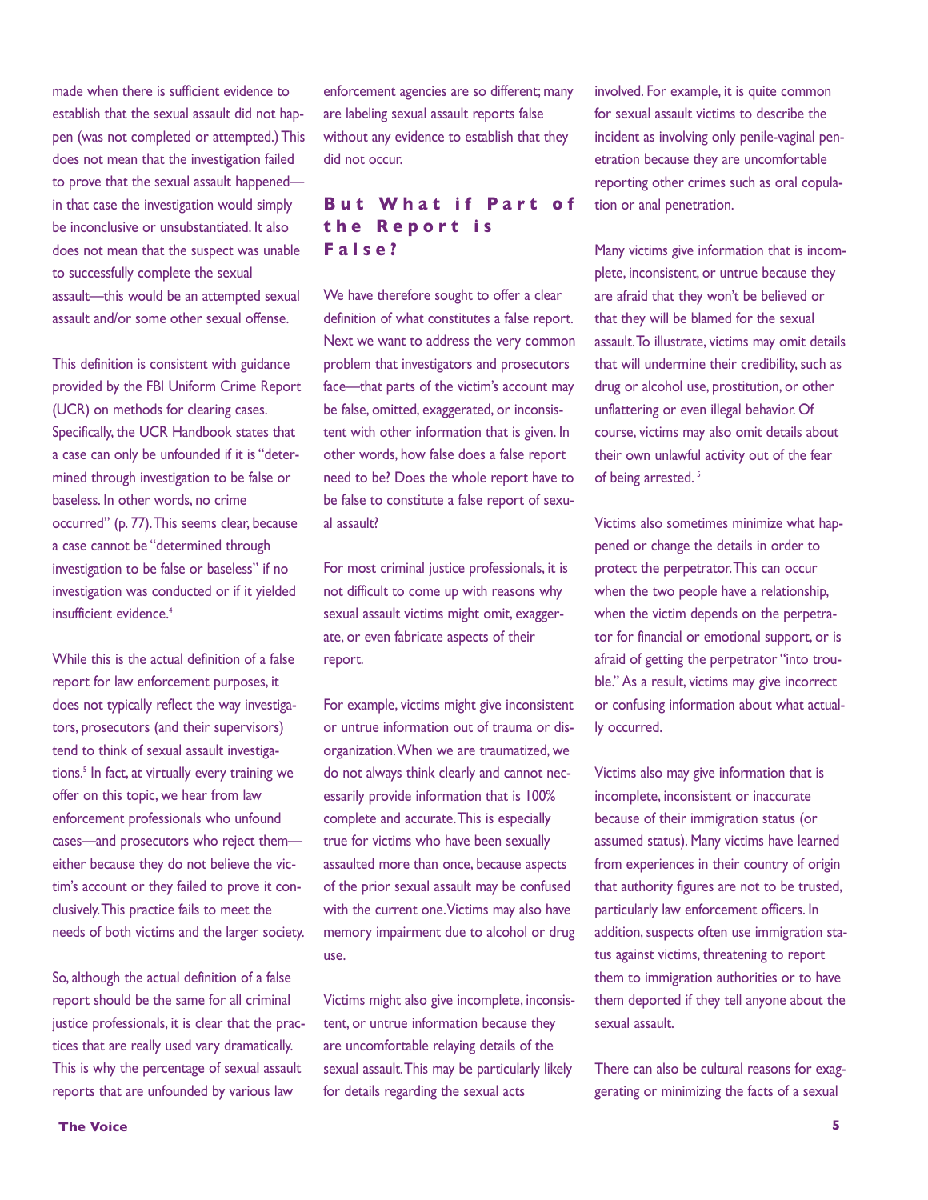made when there is sufficient evidence to establish that the sexual assault did not happen (was not completed or attempted.) This does not mean that the investigation failed to prove that the sexual assault happened—in that case the investigation would simply be inconclusive or unsubstantiated. It also does not mean that the suspect was unable to successfully complete the sexual assault—this would be an attempted sexual assault and/or some other sexual offense.

This definition is consistent with guidance provided by the FBI Uniform Crime Report (UCR) on methods for clearing cases. Specifically, the UCR Handbook states that a case can only be unfounded if it is "determined through investigation to be false or baseless. In other words, no crime occurred" (p. 77). This seems clear, because a case cannot be "determined through investigation to be false or baseless" if no investigation was conducted or if it yielded insufficient evidence.[4]

While this is the actual definition of a false report for law enforcement purposes, it does not typically reflect the way investigators, prosecutors (and their supervisors) tend to think of sexual assault investigations.[5] In fact, at virtually every training we offer on this topic, we hear from law enforcement professionals who unfound cases—and prosecutors who reject them—either because they do not believe the victim's account or they failed to prove it conclusively. This practice fails to meet the needs of both victims and the larger society.

So, although the actual definition of a false report should be the same for all criminal justice professionals, it is clear that the practices that are really used vary dramatically. This is why the percentage of sexual assault reports that are unfounded by various law enforcement agencies are so different; many are labeling sexual assault reports false without any evidence to establish that they did not occur.

## But What if Part of the Report is False?

We have therefore sought to offer a clear definition of what constitutes a false report. Next we want to address the very common problem that investigators and prosecutors face—that parts of the victim's account may be false, omitted, exaggerated, or inconsistent with other information that is given. In other words, how false does a false report need to be? Does the whole report have to be false to constitute a false report of sexual assault?

For most criminal justice professionals, it is not difficult to come up with reasons why sexual assault victims might omit, exaggerate, or even fabricate aspects of their report.

For example, victims might give inconsistent or untrue information out of trauma or disorganization. When we are traumatized, we do not always think clearly and cannot necessarily provide information that is 100% complete and accurate. This is especially true for victims who have been sexually assaulted more than once, because aspects of the prior sexual assault may be confused with the current one. Victims may also have memory impairment due to alcohol or drug use.

Victims might also give incomplete, inconsistent, or untrue information because they are uncomfortable relaying details of the sexual assault. This may be particularly likely for details regarding the sexual acts involved. For example, it is quite common for sexual assault victims to describe the incident as involving only penile-vaginal penetration because they are uncomfortable reporting other crimes such as oral copulation or anal penetration.

Many victims give information that is incomplete, inconsistent, or untrue because they are afraid that they won't be believed or that they will be blamed for the sexual assault. To illustrate, victims may omit details that will undermine their credibility, such as drug or alcohol use, prostitution, or other unflattering or even illegal behavior. Of course, victims may also omit details about their own unlawful activity out of the fear of being arrested.[5]

Victims also sometimes minimize what happened or change the details in order to protect the perpetrator. This can occur when the two people have a relationship, when the victim depends on the perpetrator for financial or emotional support, or is afraid of getting the perpetrator "into trouble." As a result, victims may give incorrect or confusing information about what actually occurred.

Victims also may give information that is incomplete, inconsistent or inaccurate because of their immigration status (or assumed status). Many victims have learned from experiences in their country of origin that authority figures are not to be trusted, particularly law enforcement officers. In addition, suspects often use immigration status against victims, threatening to report them to immigration authorities or to have them deported if they tell anyone about the sexual assault.

There can also be cultural reasons for exaggerating or minimizing the facts of a sexual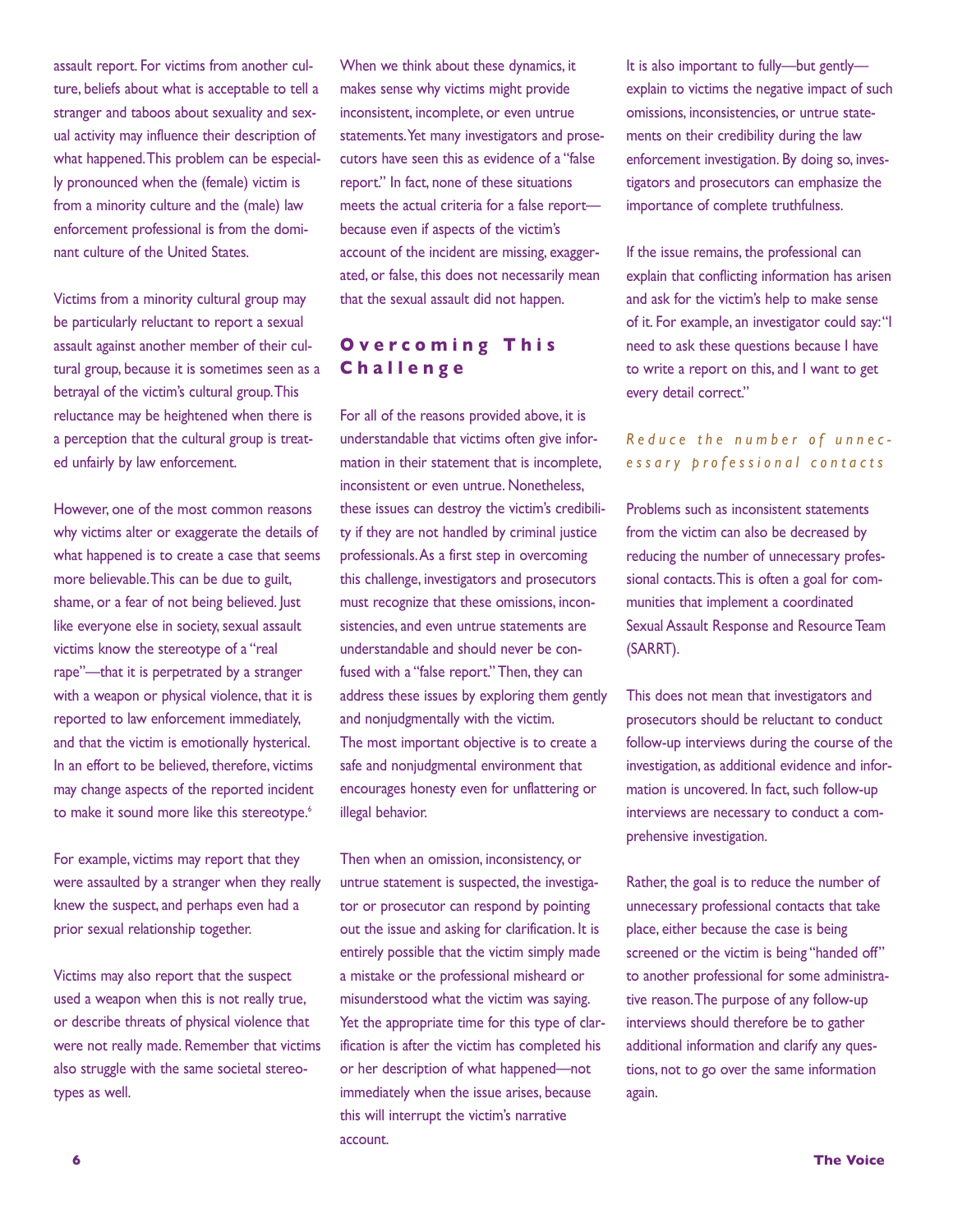assault report. For victims from another culture, beliefs about what is acceptable to tell a stranger and taboos about sexuality and sexual activity may influence their description of what happened. This problem can be especially pronounced when the (female) victim is from a minority culture and the (male) law enforcement professional is from the dominant culture of the United States.

Victims from a minority cultural group may be particularly reluctant to report a sexual assault against another member of their cultural group, because it is sometimes seen as a betrayal of the victim's cultural group. This reluctance may be heightened when there is a perception that the cultural group is treated unfairly by law enforcement.

However, one of the most common reasons why victims alter or exaggerate the details of what happened is to create a case that seems more believable. This can be due to guilt, shame, or a fear of not being believed. Just like everyone else in society, sexual assault victims know the stereotype of a "real rape"—that it is perpetrated by a stranger with a weapon or physical violence, that it is reported to law enforcement immediately, and that the victim is emotionally hysterical. In an effort to be believed, therefore, victims may change aspects of the reported incident to make it sound more like this stereotype.[6]

For example, victims may report that they were assaulted by a stranger when they really knew the suspect, and perhaps even had a prior sexual relationship together.

Victims may also report that the suspect used a weapon when this is not really true, or describe threats of physical violence that were not really made. Remember that victims also struggle with the same societal stereotypes as well.

When we think about these dynamics, it makes sense why victims might provide inconsistent, incomplete, or even untrue statements. Yet many investigators and prosecutors have seen this as evidence of a "false report." In fact, none of these situations meets the actual criteria for a false report—because even if aspects of the victim's account of the incident are missing, exaggerated, or false, this does not necessarily mean that the sexual assault did not happen.

## Overcoming This Challenge

For all of the reasons provided above, it is understandable that victims often give information in their statement that is incomplete, inconsistent or even untrue. Nonetheless, these issues can destroy the victim's credibility if they are not handled by criminal justice professionals. As a first step in overcoming this challenge, investigators and prosecutors must recognize that these omissions, inconsistencies, and even untrue statements are understandable and should never be confused with a "false report." Then, they can address these issues by exploring them gently and nonjudgmentally with the victim. The most important objective is to create a safe and nonjudgmental environment that encourages honesty even for unflattering or illegal behavior.

Then when an omission, inconsistency, or untrue statement is suspected, the investigator or prosecutor can respond by pointing out the issue and asking for clarification. It is entirely possible that the victim simply made a mistake or the professional misheard or misunderstood what the victim was saying. Yet the appropriate time for this type of clarification is after the victim has completed his or her description of what happened—not immediately when the issue arises, because this will interrupt the victim's narrative account.

It is also important to fully—but gently—explain to victims the negative impact of such omissions, inconsistencies, or untrue statements on their credibility during the law enforcement investigation. By doing so, investigators and prosecutors can emphasize the importance of complete truthfulness.

If the issue remains, the professional can explain that conflicting information has arisen and ask for the victim's help to make sense of it. For example, an investigator could say: "I need to ask these questions because I have to write a report on this, and I want to get every detail correct."

### *Reduce the number of unnecessary professional contacts*

Problems such as inconsistent statements from the victim can also be decreased by reducing the number of unnecessary professional contacts. This is often a goal for communities that implement a coordinated Sexual Assault Response and Resource Team (SARRT).

This does not mean that investigators and prosecutors should be reluctant to conduct follow-up interviews during the course of the investigation, as additional evidence and information is uncovered. In fact, such follow-up interviews are necessary to conduct a comprehensive investigation.

Rather, the goal is to reduce the number of unnecessary professional contacts that take place, either because the case is being screened or the victim is being "handed off" to another professional for some administrative reason. The purpose of any follow-up interviews should therefore be to gather additional information and clarify any questions, not to go over the same information again.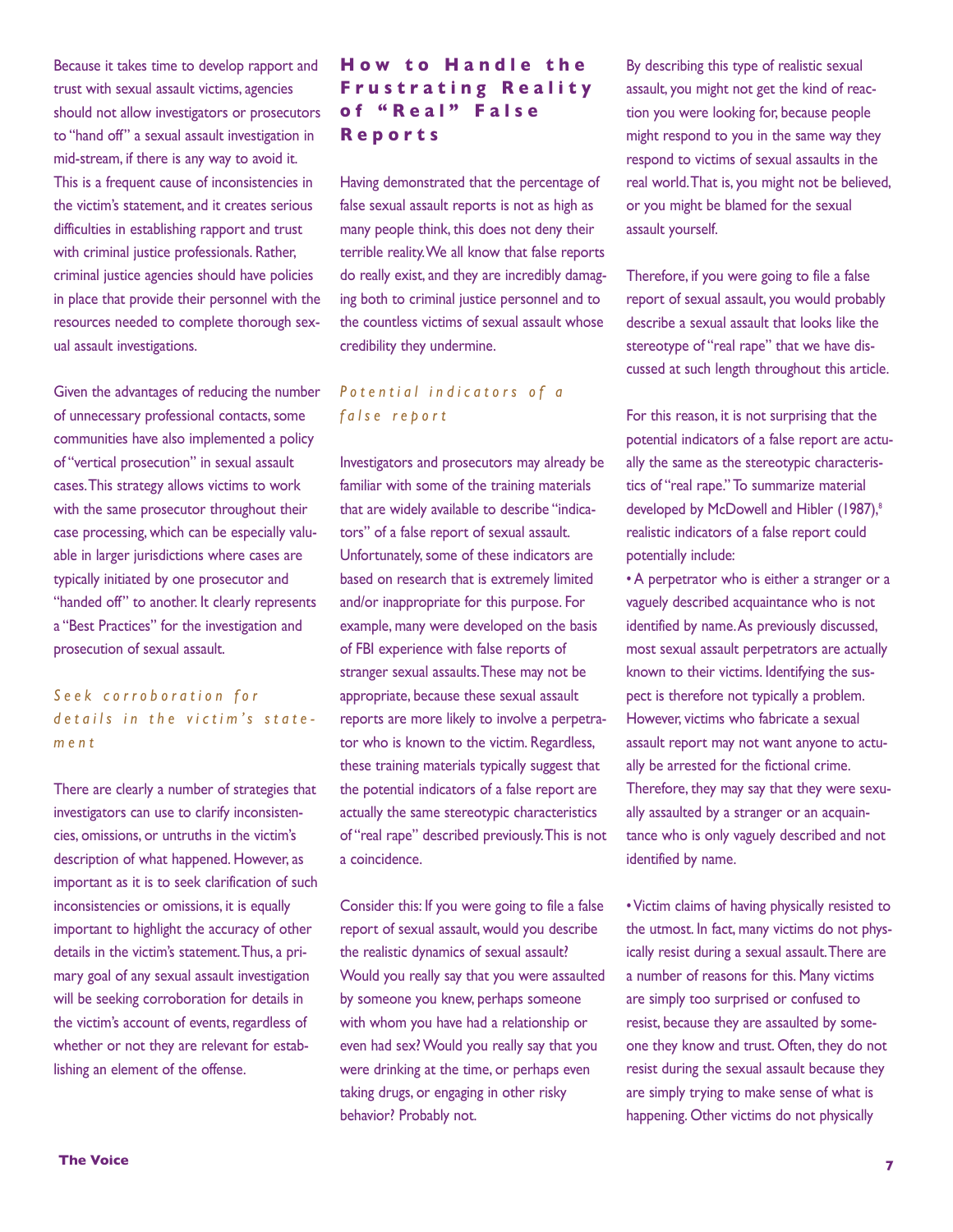Because it takes time to develop rapport and trust with sexual assault victims, agencies should not allow investigators or prosecutors to "hand off" a sexual assault investigation in mid-stream, if there is any way to avoid it. This is a frequent cause of inconsistencies in the victim's statement, and it creates serious difficulties in establishing rapport and trust with criminal justice professionals. Rather, criminal justice agencies should have policies in place that provide their personnel with the resources needed to complete thorough sexual assault investigations.

Given the advantages of reducing the number of unnecessary professional contacts, some communities have also implemented a policy of "vertical prosecution" in sexual assault cases. This strategy allows victims to work with the same prosecutor throughout their case processing, which can be especially valuable in larger jurisdictions where cases are typically initiated by one prosecutor and "handed off" to another. It clearly represents a "Best Practices" for the investigation and prosecution of sexual assault.

### *Seek corroboration for details in the victim's statement*

There are clearly a number of strategies that investigators can use to clarify inconsistencies, omissions, or untruths in the victim's description of what happened. However, as important as it is to seek clarification of such inconsistencies or omissions, it is equally important to highlight the accuracy of other details in the victim's statement. Thus, a primary goal of any sexual assault investigation will be seeking corroboration for details in the victim's account of events, regardless of whether or not they are relevant for establishing an element of the offense.

## How to Handle the Frustrating Reality of "Real" False Reports

Having demonstrated that the percentage of false sexual assault reports is not as high as many people think, this does not deny their terrible reality. We all know that false reports do really exist, and they are incredibly damaging both to criminal justice personnel and to the countless victims of sexual assault whose credibility they undermine.

### *Potential indicators of a false report*

Investigators and prosecutors may already be familiar with some of the training materials that are widely available to describe "indicators" of a false report of sexual assault. Unfortunately, some of these indicators are based on research that is extremely limited and/or inappropriate for this purpose. For example, many were developed on the basis of FBI experience with false reports of stranger sexual assaults. These may not be appropriate, because these sexual assault reports are more likely to involve a perpetrator who is known to the victim. Regardless, these training materials typically suggest that the potential indicators of a false report are actually the same stereotypic characteristics of "real rape" described previously. This is not a coincidence.

Consider this: If you were going to file a false report of sexual assault, would you describe the realistic dynamics of sexual assault? Would you really say that you were assaulted by someone you knew, perhaps someone with whom you have had a relationship or even had sex? Would you really say that you were drinking at the time, or perhaps even taking drugs, or engaging in other risky behavior? Probably not.

By describing this type of realistic sexual assault, you might not get the kind of reaction you were looking for, because people might respond to you in the same way they respond to victims of sexual assaults in the real world. That is, you might not be believed, or you might be blamed for the sexual assault yourself.

Therefore, if you were going to file a false report of sexual assault, you would probably describe a sexual assault that looks like the stereotype of "real rape" that we have discussed at such length throughout this article.

For this reason, it is not surprising that the potential indicators of a false report are actually the same as the stereotypic characteristics of "real rape." To summarize material developed by McDowell and Hibler (1987),[8] realistic indicators of a false report could potentially include:

- A perpetrator who is either a stranger or a vaguely described acquaintance who is not identified by name. As previously discussed, most sexual assault perpetrators are actually known to their victims. Identifying the suspect is therefore not typically a problem. However, victims who fabricate a sexual assault report may not want anyone to actually be arrested for the fictional crime. Therefore, they may say that they were sexually assaulted by a stranger or an acquaintance who is only vaguely described and not identified by name.

- Victim claims of having physically resisted to the utmost. In fact, many victims do not physically resist during a sexual assault. There are a number of reasons for this. Many victims are simply too surprised or confused to resist, because they are assaulted by someone they know and trust. Often, they do not resist during the sexual assault because they are simply trying to make sense of what is happening. Other victims do not physically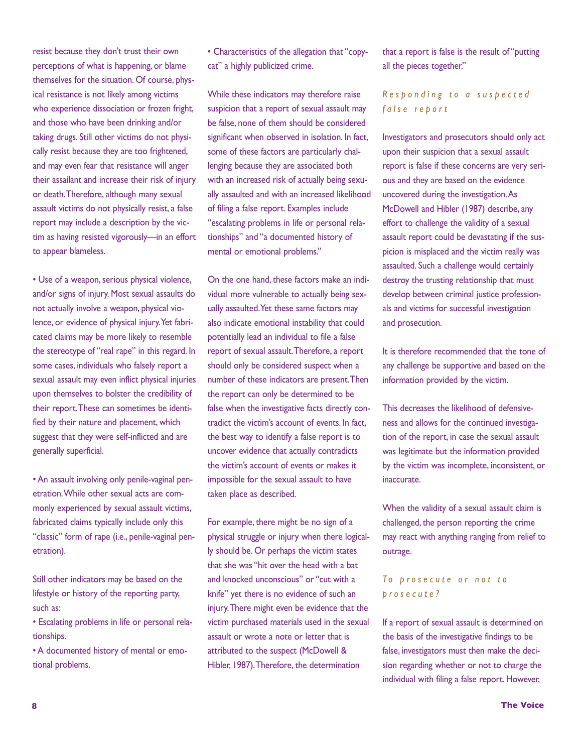resist because they don't trust their own perceptions of what is happening, or blame themselves for the situation. Of course, physical resistance is not likely among victims who experience dissociation or frozen fright, and those who have been drinking and/or taking drugs. Still other victims do not physically resist because they are too frightened, and may even fear that resistance will anger their assailant and increase their risk of injury or death. Therefore, although many sexual assault victims do not physically resist, a false report may include a description by the victim as having resisted vigorously—in an effort to appear blameless.

- Use of a weapon, serious physical violence, and/or signs of injury. Most sexual assaults do not actually involve a weapon, physical violence, or evidence of physical injury. Yet fabricated claims may be more likely to resemble the stereotype of "real rape" in this regard. In some cases, individuals who falsely report a sexual assault may even inflict physical injuries upon themselves to bolster the credibility of their report. These can sometimes be identified by their nature and placement, which suggest that they were self-inflicted and are generally superficial.

- An assault involving only penile-vaginal penetration. While other sexual acts are commonly experienced by sexual assault victims, fabricated claims typically include only this "classic" form of rape (i.e., penile-vaginal penetration).

Still other indicators may be based on the lifestyle or history of the reporting party, such as:

- Escalating problems in life or personal relationships.
- A documented history of mental or emotional problems.
- Characteristics of the allegation that "copycat" a highly publicized crime.

While these indicators may therefore raise suspicion that a report of sexual assault may be false, none of them should be considered significant when observed in isolation. In fact, some of these factors are particularly challenging because they are associated both with an increased risk of actually being sexually assaulted and with an increased likelihood of filing a false report. Examples include "escalating problems in life or personal relationships" and "a documented history of mental or emotional problems."

On the one hand, these factors make an individual more vulnerable to actually being sexually assaulted. Yet these same factors may also indicate emotional instability that could potentially lead an individual to file a false report of sexual assault. Therefore, a report should only be considered suspect when a number of these indicators are present. Then the report can only be determined to be false when the investigative facts directly contradict the victim's account of events. In fact, the best way to identify a false report is to uncover evidence that actually contradicts the victim's account of events or makes it impossible for the sexual assault to have taken place as described.

For example, there might be no sign of a physical struggle or injury when there logically should be. Or perhaps the victim states that she was "hit over the head with a bat and knocked unconscious" or "cut with a knife" yet there is no evidence of such an injury. There might even be evidence that the victim purchased materials used in the sexual assault or wrote a note or letter that is attributed to the suspect (McDowell & Hibler, 1987). Therefore, the determination that a report is false is the result of "putting all the pieces together."

### *Responding to a suspected false report*

Investigators and prosecutors should only act upon their suspicion that a sexual assault report is false if these concerns are very serious and they are based on the evidence uncovered during the investigation. As McDowell and Hibler (1987) describe, any effort to challenge the validity of a sexual assault report could be devastating if the suspicion is misplaced and the victim really was assaulted. Such a challenge would certainly destroy the trusting relationship that must develop between criminal justice professionals and victims for successful investigation and prosecution.

It is therefore recommended that the tone of any challenge be supportive and based on the information provided by the victim.

This decreases the likelihood of defensiveness and allows for the continued investigation of the report, in case the sexual assault was legitimate but the information provided by the victim was incomplete, inconsistent, or inaccurate.

When the validity of a sexual assault claim is challenged, the person reporting the crime may react with anything ranging from relief to outrage.

### *To prosecute or not to prosecute?*

If a report of sexual assault is determined on the basis of the investigative findings to be false, investigators must then make the decision regarding whether or not to charge the individual with filing a false report. However,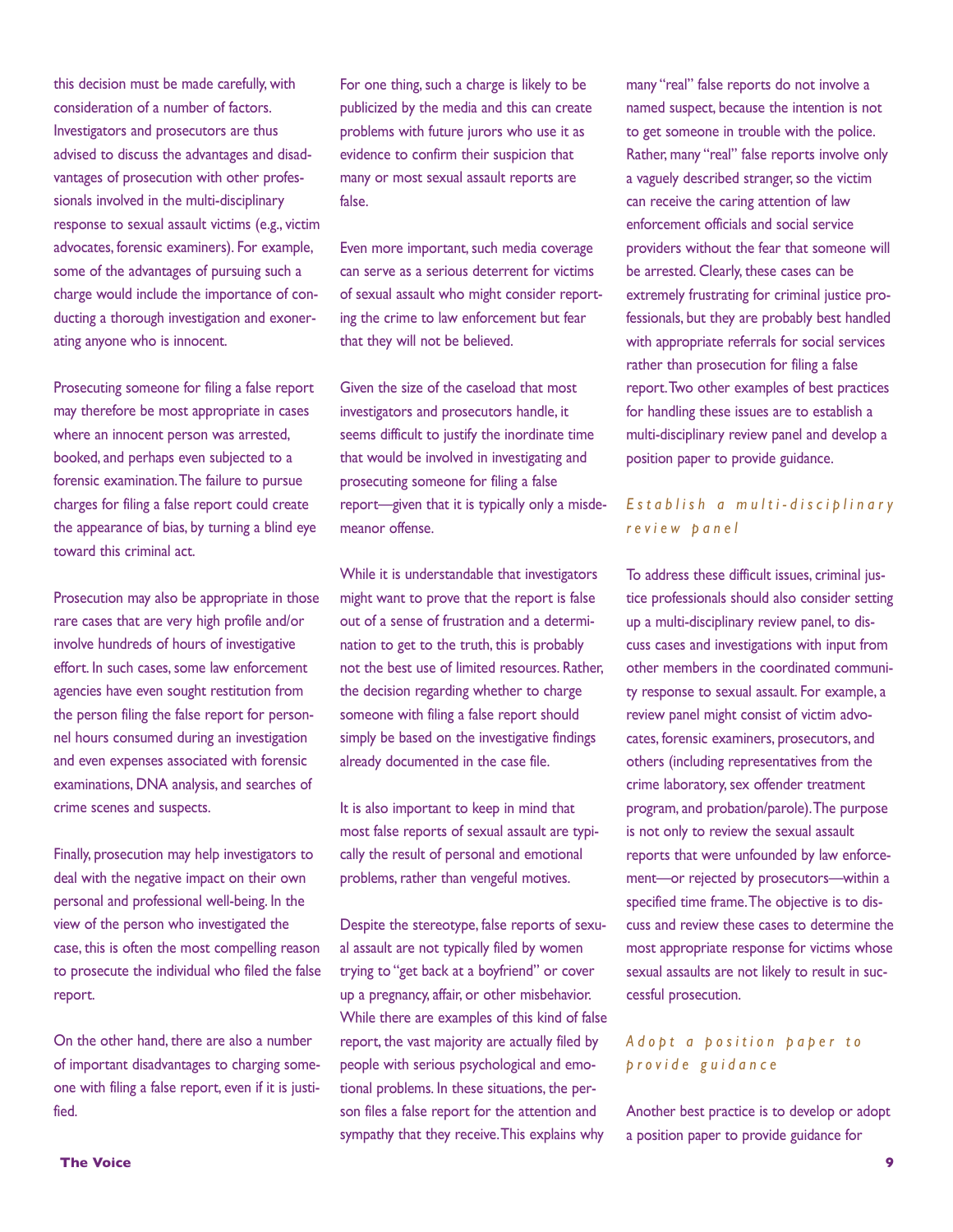this decision must be made carefully, with consideration of a number of factors. Investigators and prosecutors are thus advised to discuss the advantages and disadvantages of prosecution with other professionals involved in the multi-disciplinary response to sexual assault victims (e.g., victim advocates, forensic examiners). For example, some of the advantages of pursuing such a charge would include the importance of conducting a thorough investigation and exonerating anyone who is innocent.

Prosecuting someone for filing a false report may therefore be most appropriate in cases where an innocent person was arrested, booked, and perhaps even subjected to a forensic examination. The failure to pursue charges for filing a false report could create the appearance of bias, by turning a blind eye toward this criminal act.

Prosecution may also be appropriate in those rare cases that are very high profile and/or involve hundreds of hours of investigative effort. In such cases, some law enforcement agencies have even sought restitution from the person filing the false report for personnel hours consumed during an investigation and even expenses associated with forensic examinations, DNA analysis, and searches of crime scenes and suspects.

Finally, prosecution may help investigators to deal with the negative impact on their own personal and professional well-being. In the view of the person who investigated the case, this is often the most compelling reason to prosecute the individual who filed the false report.

On the other hand, there are also a number of important disadvantages to charging someone with filing a false report, even if it is justified.

For one thing, such a charge is likely to be publicized by the media and this can create problems with future jurors who use it as evidence to confirm their suspicion that many or most sexual assault reports are false.

Even more important, such media coverage can serve as a serious deterrent for victims of sexual assault who might consider reporting the crime to law enforcement but fear that they will not be believed.

Given the size of the caseload that most investigators and prosecutors handle, it seems difficult to justify the inordinate time that would be involved in investigating and prosecuting someone for filing a false report—given that it is typically only a misdemeanor offense.

While it is understandable that investigators might want to prove that the report is false out of a sense of frustration and a determination to get to the truth, this is probably not the best use of limited resources. Rather, the decision regarding whether to charge someone with filing a false report should simply be based on the investigative findings already documented in the case file.

It is also important to keep in mind that most false reports of sexual assault are typically the result of personal and emotional problems, rather than vengeful motives.

Despite the stereotype, false reports of sexual assault are not typically filed by women trying to "get back at a boyfriend" or cover up a pregnancy, affair, or other misbehavior. While there are examples of this kind of false report, the vast majority are actually filed by people with serious psychological and emotional problems. In these situations, the person files a false report for the attention and sympathy that they receive. This explains why many "real" false reports do not involve a named suspect, because the intention is not to get someone in trouble with the police. Rather, many "real" false reports involve only a vaguely described stranger, so the victim can receive the caring attention of law enforcement officials and social service providers without the fear that someone will be arrested. Clearly, these cases can be extremely frustrating for criminal justice professionals, but they are probably best handled with appropriate referrals for social services rather than prosecution for filing a false report. Two other examples of best practices for handling these issues are to establish a multi-disciplinary review panel and develop a position paper to provide guidance.

### *Establish a multi-disciplinary review panel*

To address these difficult issues, criminal justice professionals should also consider setting up a multi-disciplinary review panel, to discuss cases and investigations with input from other members in the coordinated community response to sexual assault. For example, a review panel might consist of victim advocates, forensic examiners, prosecutors, and others (including representatives from the crime laboratory, sex offender treatment program, and probation/parole). The purpose is not only to review the sexual assault reports that were unfounded by law enforcement—or rejected by prosecutors—within a specified time frame. The objective is to discuss and review these cases to determine the most appropriate response for victims whose sexual assaults are not likely to result in successful prosecution.

### *Adopt a position paper to provide guidance*

Another best practice is to develop or adopt a position paper to provide guidance for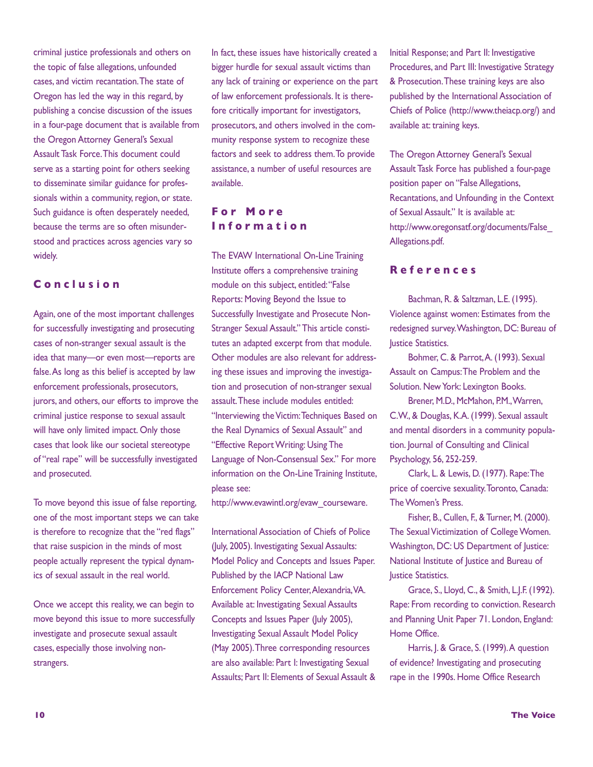criminal justice professionals and others on the topic of false allegations, unfounded cases, and victim recantation. The state of Oregon has led the way in this regard, by publishing a concise discussion of the issues in a four-page document that is available from the Oregon Attorney General's Sexual Assault Task Force. This document could serve as a starting point for others seeking to disseminate similar guidance for professionals within a community, region, or state. Such guidance is often desperately needed, because the terms are so often misunderstood and practices across agencies vary so widely.

## Conclusion

Again, one of the most important challenges for successfully investigating and prosecuting cases of non-stranger sexual assault is the idea that many—or even most—reports are false. As long as this belief is accepted by law enforcement professionals, prosecutors, jurors, and others, our efforts to improve the criminal justice response to sexual assault will have only limited impact. Only those cases that look like our societal stereotype of "real rape" will be successfully investigated and prosecuted.

To move beyond this issue of false reporting, one of the most important steps we can take is therefore to recognize that the "red flags" that raise suspicion in the minds of most people actually represent the typical dynamics of sexual assault in the real world.

Once we accept this reality, we can begin to move beyond this issue to more successfully investigate and prosecute sexual assault cases, especially those involving non-strangers.

In fact, these issues have historically created a bigger hurdle for sexual assault victims than any lack of training or experience on the part of law enforcement professionals. It is therefore critically important for investigators, prosecutors, and others involved in the community response system to recognize these factors and seek to address them. To provide assistance, a number of useful resources are available.

## For More Information

The EVAW International On-Line Training Institute offers a comprehensive training module on this subject, entitled: "False Reports: Moving Beyond the Issue to Successfully Investigate and Prosecute Non-Stranger Sexual Assault." This article constitutes an adapted excerpt from that module. Other modules are also relevant for addressing these issues and improving the investigation and prosecution of non-stranger sexual assault. These include modules entitled: "Interviewing the Victim: Techniques Based on the Real Dynamics of Sexual Assault" and "Effective Report Writing: Using The Language of Non-Consensual Sex." For more information on the On-Line Training Institute, please see: http://www.evawintl.org/evaw_courseware.

International Association of Chiefs of Police (July, 2005). Investigating Sexual Assaults: Model Policy and Concepts and Issues Paper. Published by the IACP National Law Enforcement Policy Center, Alexandria, VA. Available at: Investigating Sexual Assaults Concepts and Issues Paper (July 2005), Investigating Sexual Assault Model Policy (May 2005). Three corresponding resources are also available: Part I: Investigating Sexual Assaults; Part II: Elements of Sexual Assault & Initial Response; and Part II: Investigative Procedures, and Part III: Investigative Strategy & Prosecution. These training keys are also published by the International Association of Chiefs of Police (http://www.theiacp.org/) and available at: training keys.

The Oregon Attorney General's Sexual Assault Task Force has published a four-page position paper on "False Allegations, Recantations, and Unfounding in the Context of Sexual Assault." It is available at: http://www.oregonsatf.org/documents/False_Allegations.pdf.

## References

Bachman, R. & Saltzman, L.E. (1995). Violence against women: Estimates from the redesigned survey. Washington, DC: Bureau of Justice Statistics.

Bohmer, C. & Parrot, A. (1993). Sexual Assault on Campus: The Problem and the Solution. New York: Lexington Books.

Brener, M.D., McMahon, P.M., Warren, C.W., & Douglas, K.A. (1999). Sexual assault and mental disorders in a community population. Journal of Consulting and Clinical Psychology, 56, 252-259.

Clark, L. & Lewis, D. (1977). Rape: The price of coercive sexuality. Toronto, Canada: The Women's Press.

Fisher, B., Cullen, F., & Turner, M. (2000). The Sexual Victimization of College Women. Washington, DC: US Department of Justice: National Institute of Justice and Bureau of Justice Statistics.

Grace, S., Lloyd, C., & Smith, L.J.F. (1992). Rape: From recording to conviction. Research and Planning Unit Paper 71. London, England: Home Office.

Harris, J. & Grace, S. (1999). A question of evidence? Investigating and prosecuting rape in the 1990s. Home Office Research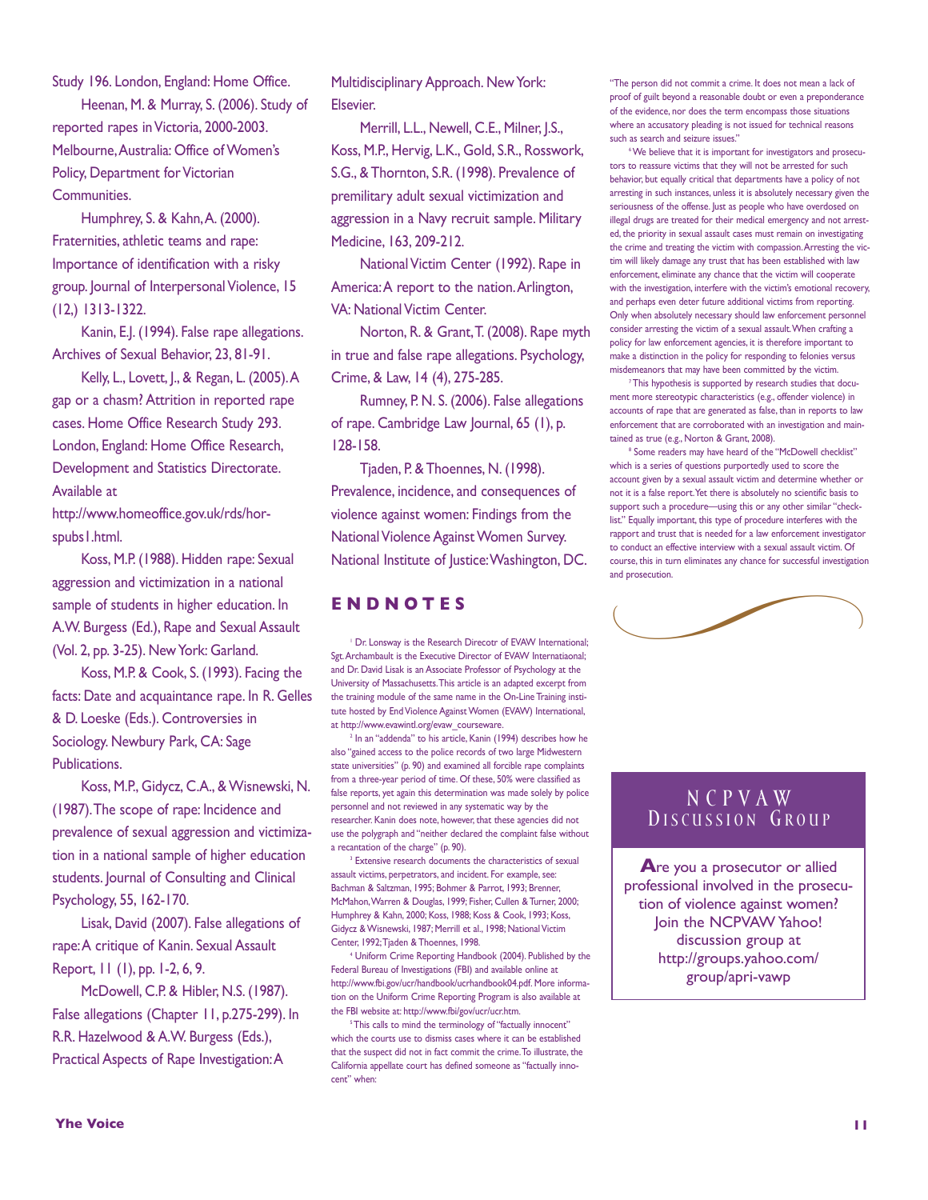Study 196. London, England: Home Office.

Heenan, M. & Murray, S. (2006). Study of reported rapes in Victoria, 2000-2003. Melbourne, Australia: Office of Women's Policy, Department for Victorian Communities.

Humphrey, S. & Kahn, A. (2000). Fraternities, athletic teams and rape: Importance of identification with a risky group. Journal of Interpersonal Violence, 15 (12,) 1313-1322.

Kanin, E.J. (1994). False rape allegations. Archives of Sexual Behavior, 23, 81-91.

Kelly, L., Lovett, J., & Regan, L. (2005). A gap or a chasm? Attrition in reported rape cases. Home Office Research Study 293. London, England: Home Office Research, Development and Statistics Directorate. Available at http://www.homeoffice.gov.uk/rds/horspubs1.html.

Koss, M.P. (1988). Hidden rape: Sexual aggression and victimization in a national sample of students in higher education. In A.W. Burgess (Ed.), Rape and Sexual Assault (Vol. 2, pp. 3-25). New York: Garland.

Koss, M.P. & Cook, S. (1993). Facing the facts: Date and acquaintance rape. In R. Gelles & D. Loeske (Eds.). Controversies in Sociology. Newbury Park, CA: Sage Publications.

Koss, M.P., Gidycz, C.A., & Wisnewski, N. (1987). The scope of rape: Incidence and prevalence of sexual aggression and victimization in a national sample of higher education students. Journal of Consulting and Clinical Psychology, 55, 162-170.

Lisak, David (2007). False allegations of rape: A critique of Kanin. Sexual Assault Report, 11 (1), pp. 1-2, 6, 9.

McDowell, C.P. & Hibler, N.S. (1987). False allegations (Chapter 11, p.275-299). In R.R. Hazelwood & A.W. Burgess (Eds.), Practical Aspects of Rape Investigation: A Multidisciplinary Approach. New York: Elsevier.

Merrill, L.L., Newell, C.E., Milner, J.S., Koss, M.P., Hervig, L.K., Gold, S.R., Rosswork, S.G., & Thornton, S.R. (1998). Prevalence of premilitary adult sexual victimization and aggression in a Navy recruit sample. Military Medicine, 163, 209-212.

National Victim Center (1992). Rape in America: A report to the nation. Arlington, VA: National Victim Center.

Norton, R. & Grant, T. (2008). Rape myth in true and false rape allegations. Psychology, Crime, & Law, 14 (4), 275-285.

Rumney, P. N. S. (2006). False allegations of rape. Cambridge Law Journal, 65 (1), p. 128-158.

Tjaden, P. & Thoennes, N. (1998). Prevalence, incidence, and consequences of violence against women: Findings from the National Violence Against Women Survey. National Institute of Justice: Washington, DC.

## ENDNOTES

[1] Dr. Lonsway is the Research Direcotr of EVAW International; Sgt. Archambault is the Executive Director of EVAW Internatiaonal; and Dr. David Lisak is an Associate Professor of Psychology at the University of Massachusetts. This article is an adapted excerpt from the training module of the same name in the On-Line Training institute hosted by End Violence Against Women (EVAW) International, at http://www.evawintl.org/evaw_courseware.

[2] In an "addenda" to his article, Kanin (1994) describes how he also "gained access to the police records of two large Midwestern state universities" (p. 90) and examined all forcible rape complaints from a three-year period of time. Of these, 50% were classified as false reports, yet again this determination was made solely by police personnel and not reviewed in any systematic way by the researcher. Kanin does note, however, that these agencies did not use the polygraph and "neither declared the complaint false without a recantation of the charge" (p. 90).

[3] Extensive research documents the characteristics of sexual assault victims, perpetrators, and incident. For example, see: Bachman & Saltzman, 1995; Bohmer & Parrot, 1993; Brenner, McMahon, Warren & Douglas, 1999; Fisher, Cullen & Turner, 2000; Humphrey & Kahn, 2000; Koss, 1988; Koss & Cook, 1993; Koss, Gidycz & Wisnewski, 1987; Merrill et al., 1998; National Victim Center, 1992; Tjaden & Thoennes, 1998.

[4] Uniform Crime Reporting Handbook (2004). Published by the Federal Bureau of Investigations (FBI) and available online at http://www.fbi.gov/ucr/handbook/ucrhandbook04.pdf. More information on the Uniform Crime Reporting Program is also available at the FBI website at: http://www.fbi/gov/ucr/ucr.htm.

[5] This calls to mind the terminology of "factually innocent" which the courts use to dismiss cases where it can be established that the suspect did not in fact commit the crime. To illustrate, the California appellate court has defined someone as "factually innocent" when: "The person did not commit a crime. It does not mean a lack of proof of guilt beyond a reasonable doubt or even a preponderance of the evidence, nor does the term encompass those situations where an accusatory pleading is not issued for technical reasons such as search and seizure issues."

[6] We believe that it is important for investigators and prosecutors to reassure victims that they will not be arrested for such behavior, but equally critical that departments have a policy of not arresting in such instances, unless it is absolutely necessary given the seriousness of the offense. Just as people who have overdosed on illegal drugs are treated for their medical emergency and not arrested, the priority in sexual assault cases must remain on investigating the crime and treating the victim with compassion. Arresting the victim will likely damage any trust that has been established with law enforcement, eliminate any chance that the victim will cooperate with the investigation, interfere with the victim's emotional recovery, and perhaps even deter future additional victims from reporting. Only when absolutely necessary should law enforcement personnel consider arresting the victim of a sexual assault. When crafting a policy for law enforcement agencies, it is therefore important to make a distinction in the policy for responding to felonies versus misdemeanors that may have been committed by the victim.

[7] This hypothesis is supported by research studies that document more stereotypic characteristics (e.g., offender violence) in accounts of rape that are generated as false, than in reports to law enforcement that are corroborated with an investigation and maintained as true (e.g., Norton & Grant, 2008).

[8] Some readers may have heard of the "McDowell checklist" which is a series of questions purportedly used to score the account given by a sexual assault victim and determine whether or not it is a false report. Yet there is absolutely no scientific basis to support such a procedure—using this or any other similar "checklist." Equally important, this type of procedure interferes with the rapport and trust that is needed for a law enforcement investigator to conduct an effective interview with a sexual assault victim. Of course, this in turn eliminates any chance for successful investigation and prosecution.

## NCPVAW Discussion Group

**A**re you a prosecutor or allied professional involved in the prosecution of violence against women? Join the NCPVAW Yahoo! discussion group at http://groups.yahoo.com/group/apri-vawp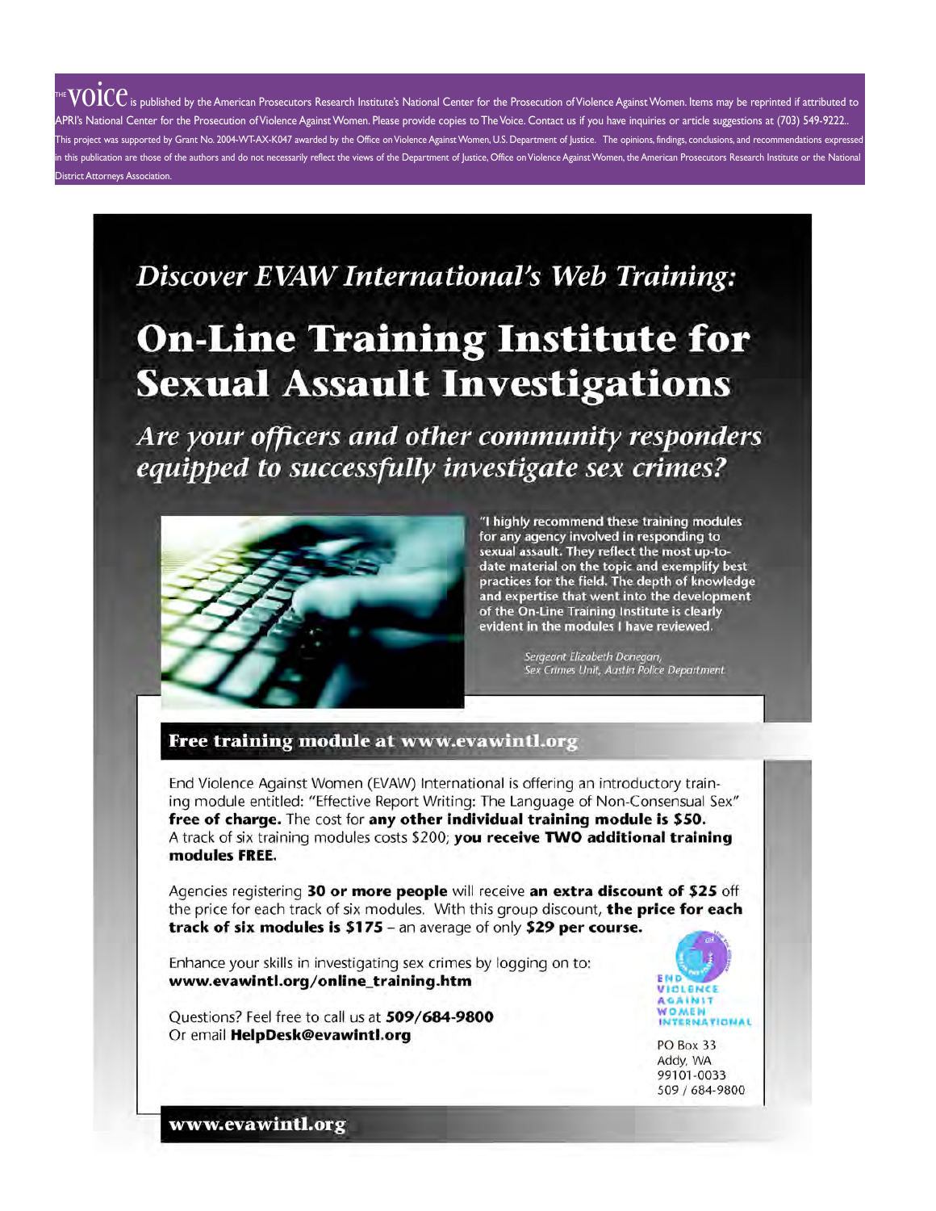THE VOICE is published by the American Prosecutors Research Institute's National Center for the Prosecution of Violence Against Women. Items may be reprinted if attributed to APRI's National Center for the Prosecution of Violence Against Women. Please provide copies to The Voice. Contact us if you have inquiries or article suggestions at (703) 549-9222.. This project was supported by Grant No. 2004-WT-AX-K047 awarded by the Office on Violence Against Women, U.S. Department of Justice. The opinions, findings, conclusions, and recommendations expressed in this publication are those of the authors and do not necessarily reflect the views of the Department of Justice, Office on Violence Against Women, the American Prosecutors Research Institute or the National District Attorneys Association.

*Discover EVAW International's Web Training:*

# On-Line Training Institute for Sexual Assault Investigations

*Are your officers and other community responders equipped to successfully investigate sex crimes?*

"I highly recommend these training modules for any agency involved in responding to sexual assault. They reflect the most up-to-date material on the topic and exemplify best practices for the field. The depth of knowledge and expertise that went into the development of the On-Line Training Institute is clearly evident in the modules I have reviewed.

*Sergeant Elizabeth Donegan,*
*Sex Crimes Unit, Austin Police Department*

## Free training module at www.evawintl.org

End Violence Against Women (EVAW) International is offering an introductory training module entitled: "Effective Report Writing: The Language of Non-Consensual Sex" **free of charge.** The cost for **any other individual training module is $50.** A track of six training modules costs $200; **you receive TWO additional training modules FREE.**

Agencies registering **30 or more people** will receive **an extra discount of $25** off the price for each track of six modules. With this group discount, **the price for each track of six modules is $175** – an average of only **$29 per course.**

Enhance your skills in investigating sex crimes by logging on to:
**www.evawintl.org/online_training.htm**

Questions? Feel free to call us at **509/684-9800**
Or email **HelpDesk@evawintl.org**

END VIOLENCE AGAINST WOMEN INTERNATIONAL

PO Box 33
Addy, WA
99101-0033
509 / 684-9800

**www.evawintl.org**